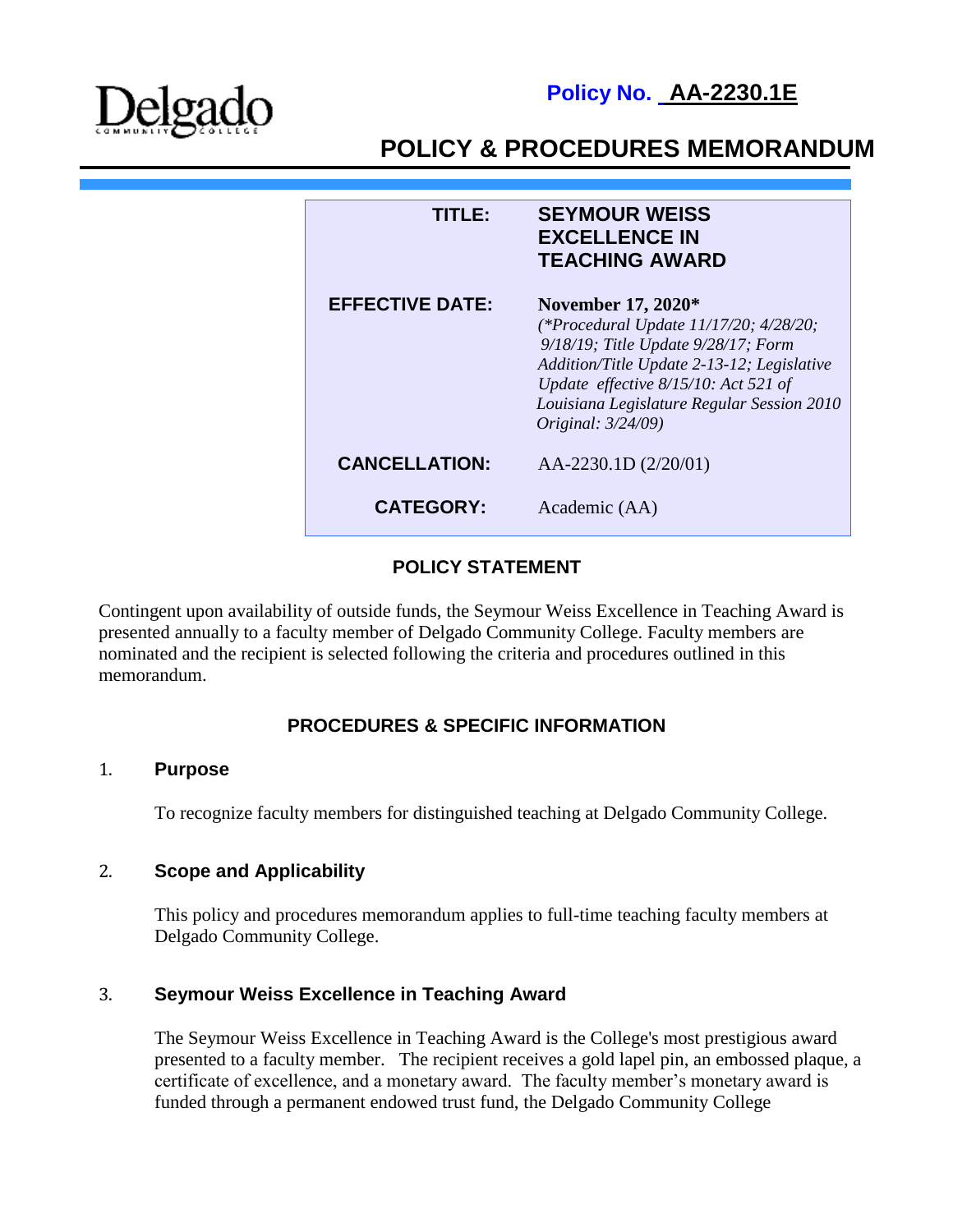Delgado Community College

**Policy No. AA-2230.1E**

# POLICY & PROCEDURES MEMORANDUM

| | |
|---|---|
| **TITLE:** | **SEYMOUR WEISS EXCELLENCE IN TEACHING AWARD** |
| **EFFECTIVE DATE:** | **November 17, 2020*** *(*Procedural Update 11/17/20; 4/28/20; 9/18/19; Title Update 9/28/17; Form Addition/Title Update 2-13-12; Legislative Update effective 8/15/10: Act 521 of Louisiana Legislature Regular Session 2010 Original: 3/24/09)* |
| **CANCELLATION:** | AA-2230.1D (2/20/01) |
| **CATEGORY:** | Academic (AA) |

## POLICY STATEMENT

Contingent upon availability of outside funds, the Seymour Weiss Excellence in Teaching Award is presented annually to a faculty member of Delgado Community College. Faculty members are nominated and the recipient is selected following the criteria and procedures outlined in this memorandum.

## PROCEDURES & SPECIFIC INFORMATION

### 1. Purpose

To recognize faculty members for distinguished teaching at Delgado Community College.

### 2. Scope and Applicability

This policy and procedures memorandum applies to full-time teaching faculty members at Delgado Community College.

### 3. Seymour Weiss Excellence in Teaching Award

The Seymour Weiss Excellence in Teaching Award is the College's most prestigious award presented to a faculty member. The recipient receives a gold lapel pin, an embossed plaque, a certificate of excellence, and a monetary award. The faculty member's monetary award is funded through a permanent endowed trust fund, the Delgado Community College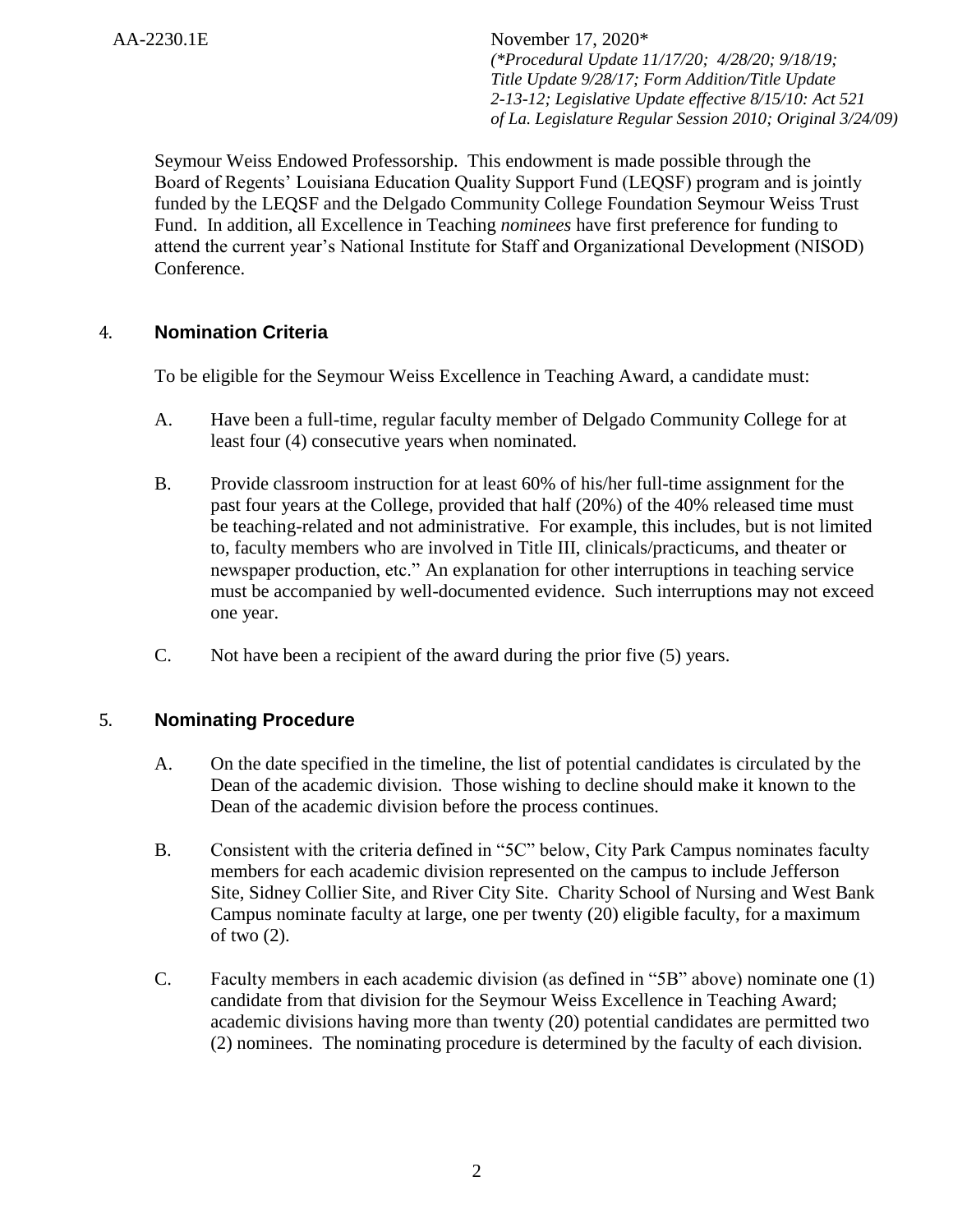Seymour Weiss Endowed Professorship. This endowment is made possible through the Board of Regents' Louisiana Education Quality Support Fund (LEQSF) program and is jointly funded by the LEQSF and the Delgado Community College Foundation Seymour Weiss Trust Fund. In addition, all Excellence in Teaching *nominees* have first preference for funding to attend the current year's National Institute for Staff and Organizational Development (NISOD) Conference.

## 4. Nomination Criteria

To be eligible for the Seymour Weiss Excellence in Teaching Award, a candidate must:

A. Have been a full-time, regular faculty member of Delgado Community College for at least four (4) consecutive years when nominated.

B. Provide classroom instruction for at least 60% of his/her full-time assignment for the past four years at the College, provided that half (20%) of the 40% released time must be teaching-related and not administrative. For example, this includes, but is not limited to, faculty members who are involved in Title III, clinicals/practicums, and theater or newspaper production, etc." An explanation for other interruptions in teaching service must be accompanied by well-documented evidence. Such interruptions may not exceed one year.

C. Not have been a recipient of the award during the prior five (5) years.

## 5. Nominating Procedure

A. On the date specified in the timeline, the list of potential candidates is circulated by the Dean of the academic division. Those wishing to decline should make it known to the Dean of the academic division before the process continues.

B. Consistent with the criteria defined in "5C" below, City Park Campus nominates faculty members for each academic division represented on the campus to include Jefferson Site, Sidney Collier Site, and River City Site. Charity School of Nursing and West Bank Campus nominate faculty at large, one per twenty (20) eligible faculty, for a maximum of two (2).

C. Faculty members in each academic division (as defined in "5B" above) nominate one (1) candidate from that division for the Seymour Weiss Excellence in Teaching Award; academic divisions having more than twenty (20) potential candidates are permitted two (2) nominees. The nominating procedure is determined by the faculty of each division.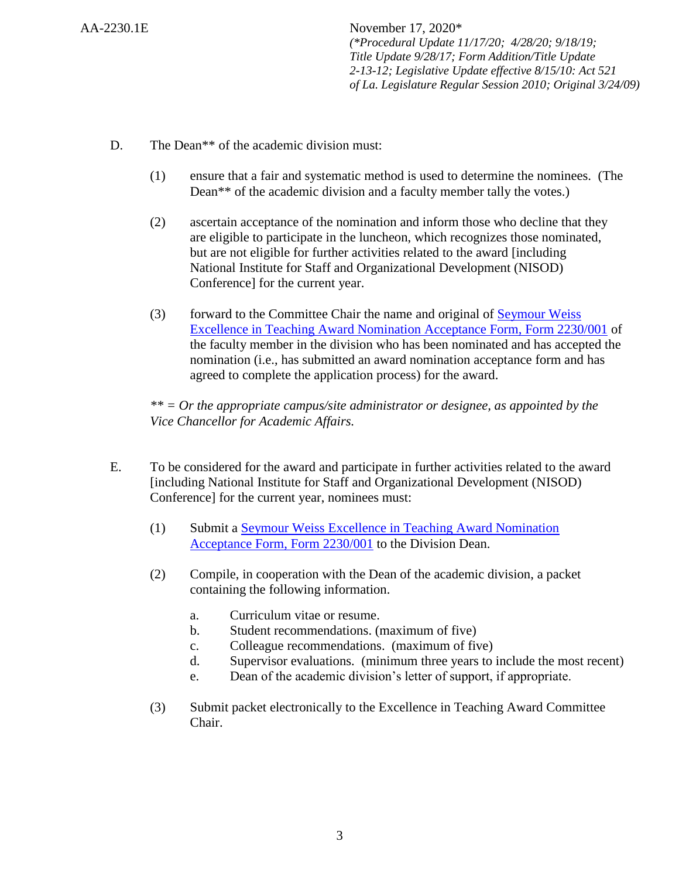D. The Dean** of the academic division must:

(1) ensure that a fair and systematic method is used to determine the nominees. (The Dean** of the academic division and a faculty member tally the votes.)

(2) ascertain acceptance of the nomination and inform those who decline that they are eligible to participate in the luncheon, which recognizes those nominated, but are not eligible for further activities related to the award [including National Institute for Staff and Organizational Development (NISOD) Conference] for the current year.

(3) forward to the Committee Chair the name and original of Seymour Weiss Excellence in Teaching Award Nomination Acceptance Form, Form 2230/001 of the faculty member in the division who has been nominated and has accepted the nomination (i.e., has submitted an award nomination acceptance form and has agreed to complete the application process) for the award.

*** = Or the appropriate campus/site administrator or designee, as appointed by the Vice Chancellor for Academic Affairs.*

E. To be considered for the award and participate in further activities related to the award [including National Institute for Staff and Organizational Development (NISOD) Conference] for the current year, nominees must:

(1) Submit a Seymour Weiss Excellence in Teaching Award Nomination Acceptance Form, Form 2230/001 to the Division Dean.

(2) Compile, in cooperation with the Dean of the academic division, a packet containing the following information.

   a. Curriculum vitae or resume.
   b. Student recommendations. (maximum of five)
   c. Colleague recommendations. (maximum of five)
   d. Supervisor evaluations. (minimum three years to include the most recent)
   e. Dean of the academic division's letter of support, if appropriate.

(3) Submit packet electronically to the Excellence in Teaching Award Committee Chair.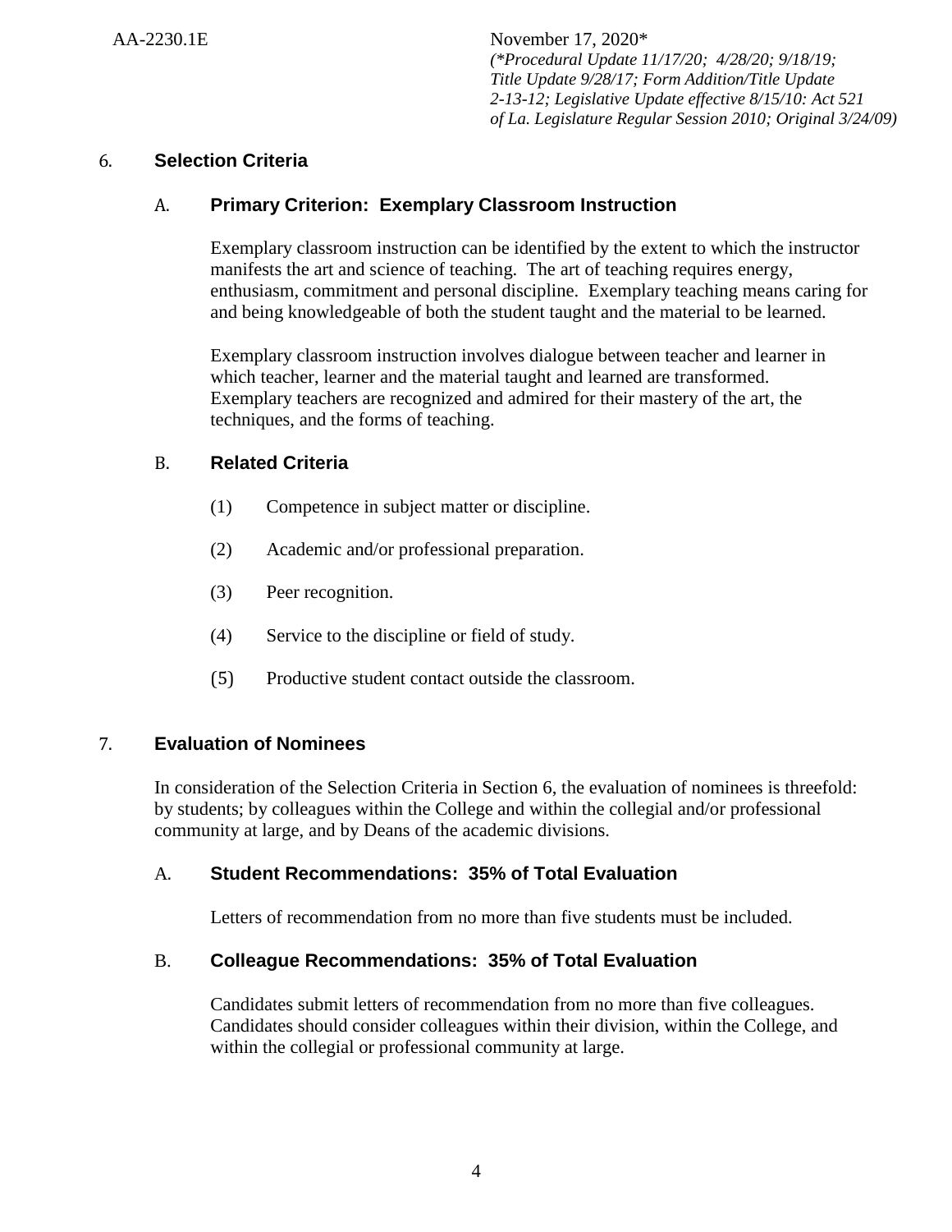## 6. Selection Criteria

### A. Primary Criterion: Exemplary Classroom Instruction

Exemplary classroom instruction can be identified by the extent to which the instructor manifests the art and science of teaching. The art of teaching requires energy, enthusiasm, commitment and personal discipline. Exemplary teaching means caring for and being knowledgeable of both the student taught and the material to be learned.

Exemplary classroom instruction involves dialogue between teacher and learner in which teacher, learner and the material taught and learned are transformed. Exemplary teachers are recognized and admired for their mastery of the art, the techniques, and the forms of teaching.

### B. Related Criteria

(1) Competence in subject matter or discipline.

(2) Academic and/or professional preparation.

(3) Peer recognition.

(4) Service to the discipline or field of study.

(5) Productive student contact outside the classroom.

## 7. Evaluation of Nominees

In consideration of the Selection Criteria in Section 6, the evaluation of nominees is threefold: by students; by colleagues within the College and within the collegial and/or professional community at large, and by Deans of the academic divisions.

### A. Student Recommendations: 35% of Total Evaluation

Letters of recommendation from no more than five students must be included.

### B. Colleague Recommendations: 35% of Total Evaluation

Candidates submit letters of recommendation from no more than five colleagues. Candidates should consider colleagues within their division, within the College, and within the collegial or professional community at large.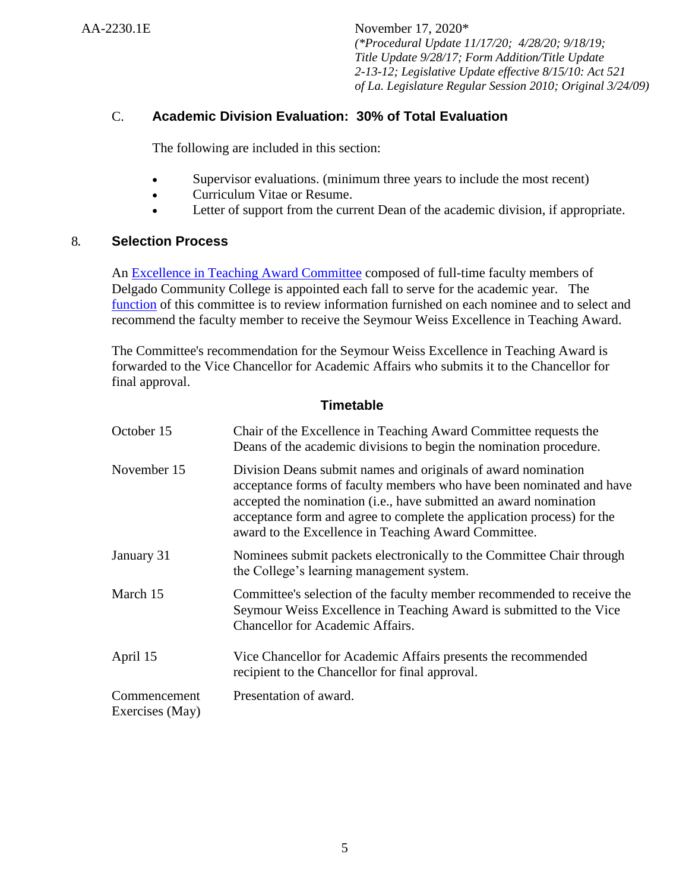AA-2230.1E

November 17, 2020*
*(*Procedural Update 11/17/20; 4/28/20; 9/18/19; Title Update 9/28/17; Form Addition/Title Update 2-13-12; Legislative Update effective 8/15/10: Act 521 of La. Legislature Regular Session 2010; Original 3/24/09)*

### C. Academic Division Evaluation: 30% of Total Evaluation

The following are included in this section:

- Supervisor evaluations. (minimum three years to include the most recent)
- Curriculum Vitae or Resume.
- Letter of support from the current Dean of the academic division, if appropriate.

## 8. Selection Process

An Excellence in Teaching Award Committee composed of full-time faculty members of Delgado Community College is appointed each fall to serve for the academic year. The function of this committee is to review information furnished on each nominee and to select and recommend the faculty member to receive the Seymour Weiss Excellence in Teaching Award.

The Committee's recommendation for the Seymour Weiss Excellence in Teaching Award is forwarded to the Vice Chancellor for Academic Affairs who submits it to the Chancellor for final approval.

### Timetable

| Date | Action |
|---|---|
| October 15 | Chair of the Excellence in Teaching Award Committee requests the Deans of the academic divisions to begin the nomination procedure. |
| November 15 | Division Deans submit names and originals of award nomination acceptance forms of faculty members who have been nominated and have accepted the nomination (i.e., have submitted an award nomination acceptance form and agree to complete the application process) for the award to the Excellence in Teaching Award Committee. |
| January 31 | Nominees submit packets electronically to the Committee Chair through the College's learning management system. |
| March 15 | Committee's selection of the faculty member recommended to receive the Seymour Weiss Excellence in Teaching Award is submitted to the Vice Chancellor for Academic Affairs. |
| April 15 | Vice Chancellor for Academic Affairs presents the recommended recipient to the Chancellor for final approval. |
| Commencement Exercises (May) | Presentation of award. |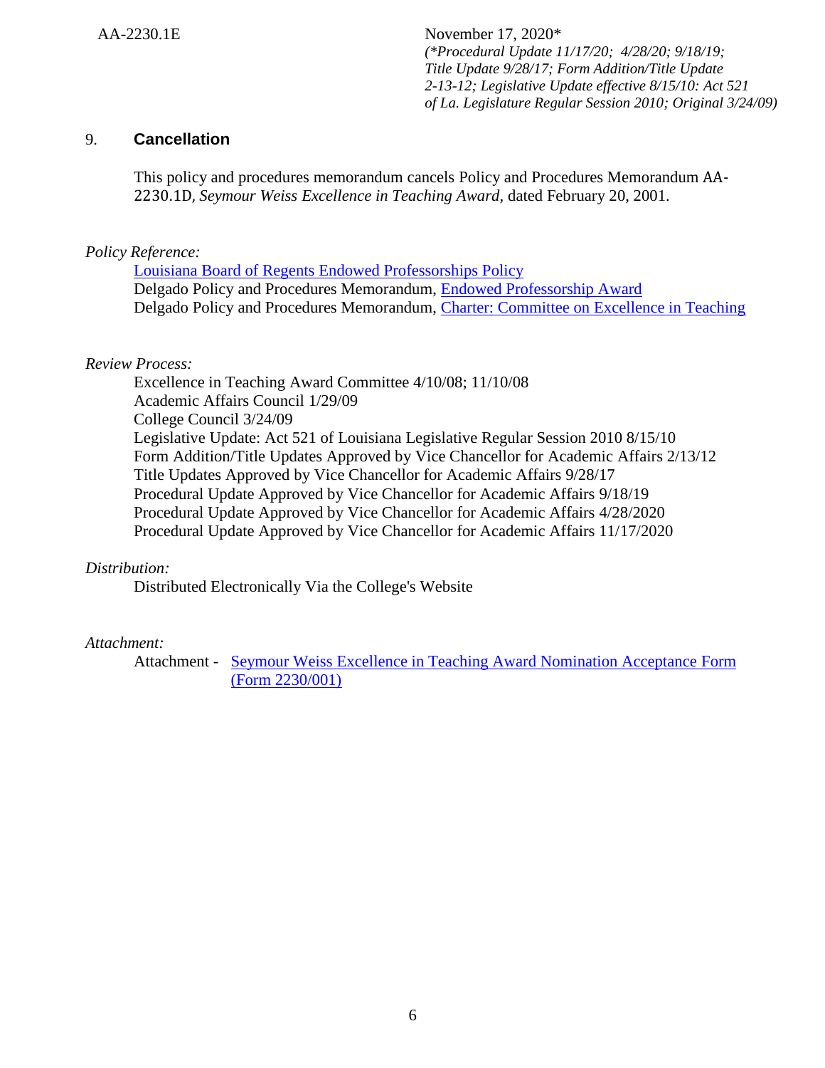AA-2230.1E

November 17, 2020*
*(*Procedural Update 11/17/20; 4/28/20; 9/18/19; Title Update 9/28/17; Form Addition/Title Update 2-13-12; Legislative Update effective 8/15/10: Act 521 of La. Legislature Regular Session 2010; Original 3/24/09)*

## 9. Cancellation

This policy and procedures memorandum cancels Policy and Procedures Memorandum AA-2230.1D, *Seymour Weiss Excellence in Teaching Award,* dated February 20, 2001.

*Policy Reference:*

Louisiana Board of Regents Endowed Professorships Policy
Delgado Policy and Procedures Memorandum, Endowed Professorship Award
Delgado Policy and Procedures Memorandum, Charter: Committee on Excellence in Teaching

*Review Process:*

Excellence in Teaching Award Committee 4/10/08; 11/10/08
Academic Affairs Council 1/29/09
College Council 3/24/09
Legislative Update: Act 521 of Louisiana Legislative Regular Session 2010 8/15/10
Form Addition/Title Updates Approved by Vice Chancellor for Academic Affairs 2/13/12
Title Updates Approved by Vice Chancellor for Academic Affairs 9/28/17
Procedural Update Approved by Vice Chancellor for Academic Affairs 9/18/19
Procedural Update Approved by Vice Chancellor for Academic Affairs 4/28/2020
Procedural Update Approved by Vice Chancellor for Academic Affairs 11/17/2020

*Distribution:*

Distributed Electronically Via the College's Website

*Attachment:*

Attachment - Seymour Weiss Excellence in Teaching Award Nomination Acceptance Form (Form 2230/001)